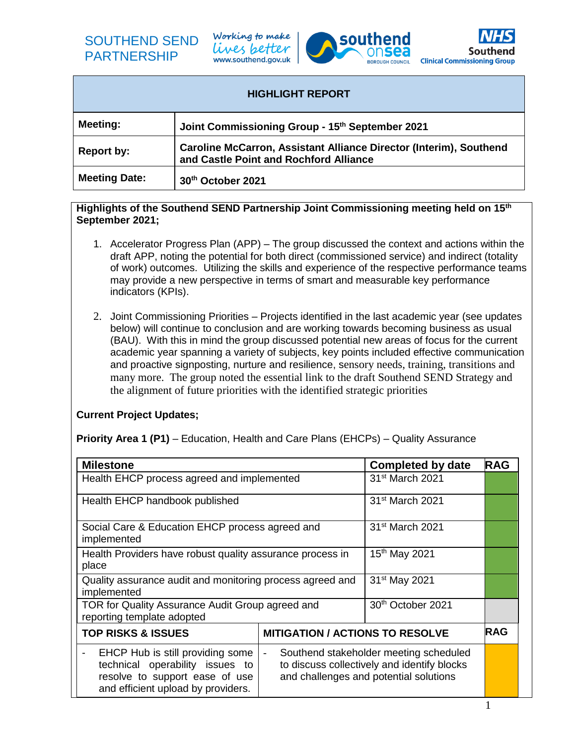SOUTHEND SEND PARTNERSHIP

Working to make lives better
www.southend.gov.uk

southend onsea BOROUGH COUNCIL

NHS Southend Clinical Commissioning Group

| HIGHLIGHT REPORT | |
|---|---|
| **Meeting:** | **Joint Commissioning Group - 15th September 2021** |
| **Report by:** | **Caroline McCarron, Assistant Alliance Director (Interim), Southend and Castle Point and Rochford Alliance** |
| **Meeting Date:** | **30th October 2021** |

**Highlights of the Southend SEND Partnership Joint Commissioning meeting held on 15th September 2021;**

1. Accelerator Progress Plan (APP) – The group discussed the context and actions within the draft APP, noting the potential for both direct (commissioned service) and indirect (totality of work) outcomes. Utilizing the skills and experience of the respective performance teams may provide a new perspective in terms of smart and measurable key performance indicators (KPIs).

2. Joint Commissioning Priorities – Projects identified in the last academic year (see updates below) will continue to conclusion and are working towards becoming business as usual (BAU). With this in mind the group discussed potential new areas of focus for the current academic year spanning a variety of subjects, key points included effective communication and proactive signposting, nurture and resilience, sensory needs, training, transitions and many more. The group noted the essential link to the draft Southend SEND Strategy and the alignment of future priorities with the identified strategic priorities

**Current Project Updates;**

**Priority Area 1 (P1)** – Education, Health and Care Plans (EHCPs) – Quality Assurance

| Milestone | Completed by date | RAG |
|---|---|---|
| Health EHCP process agreed and implemented | 31st March 2021 | Green |
| Health EHCP handbook published | 31st March 2021 | Green |
| Social Care & Education EHCP process agreed and implemented | 31st March 2021 | Green |
| Health Providers have robust quality assurance process in place | 15th May 2021 | Green |
| Quality assurance audit and monitoring process agreed and implemented | 31st May 2021 | Green |
| TOR for Quality Assurance Audit Group agreed and reporting template adopted | 30th October 2021 | Grey |

| TOP RISKS & ISSUES | MITIGATION / ACTIONS TO RESOLVE | RAG |
|---|---|---|
| - EHCP Hub is still providing some technical operability issues to resolve to support ease of use and efficient upload by providers. | - Southend stakeholder meeting scheduled to discuss collectively and identify blocks and challenges and potential solutions | Amber |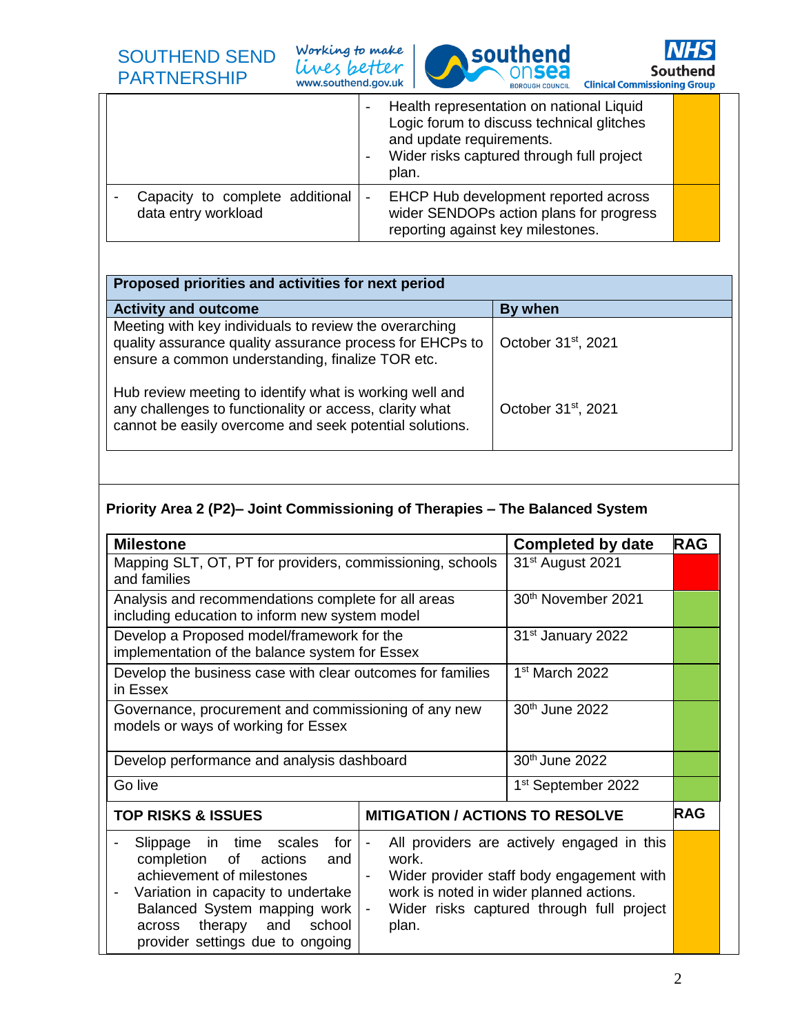| | | |
|---|---|---|
| | - Health representation on national Liquid Logic forum to discuss technical glitches and update requirements.<br>- Wider risks captured through full project plan. | |
| - Capacity to complete additional data entry workload | - EHCP Hub development reported across wider SENDOPs action plans for progress reporting against key milestones. | |

| Proposed priorities and activities for next period | |
|---|---|
| **Activity and outcome** | **By when** |
| Meeting with key individuals to review the overarching quality assurance quality assurance process for EHCPs to ensure a common understanding, finalize TOR etc. | October 31st, 2021 |
| Hub review meeting to identify what is working well and any challenges to functionality or access, clarity what cannot be easily overcome and seek potential solutions. | October 31st, 2021 |

**Priority Area 2 (P2)– Joint Commissioning of Therapies – The Balanced System**

| Milestone | Completed by date | RAG |
|---|---|---|
| Mapping SLT, OT, PT for providers, commissioning, schools and families | 31st August 2021 | |
| Analysis and recommendations complete for all areas including education to inform new system model | 30th November 2021 | |
| Develop a Proposed model/framework for the implementation of the balance system for Essex | 31st January 2022 | |
| Develop the business case with clear outcomes for families in Essex | 1st March 2022 | |
| Governance, procurement and commissioning of any new models or ways of working for Essex | 30th June 2022 | |
| Develop performance and analysis dashboard | 30th June 2022 | |
| Go live | 1st September 2022 | |

| TOP RISKS & ISSUES | MITIGATION / ACTIONS TO RESOLVE | RAG |
|---|---|---|
| - Slippage in time scales for completion of actions and achievement of milestones<br>- Variation in capacity to undertake Balanced System mapping work across therapy and school provider settings due to ongoing | - All providers are actively engaged in this work.<br>- Wider provider staff body engagement with work is noted in wider planned actions.<br>- Wider risks captured through full project plan. | |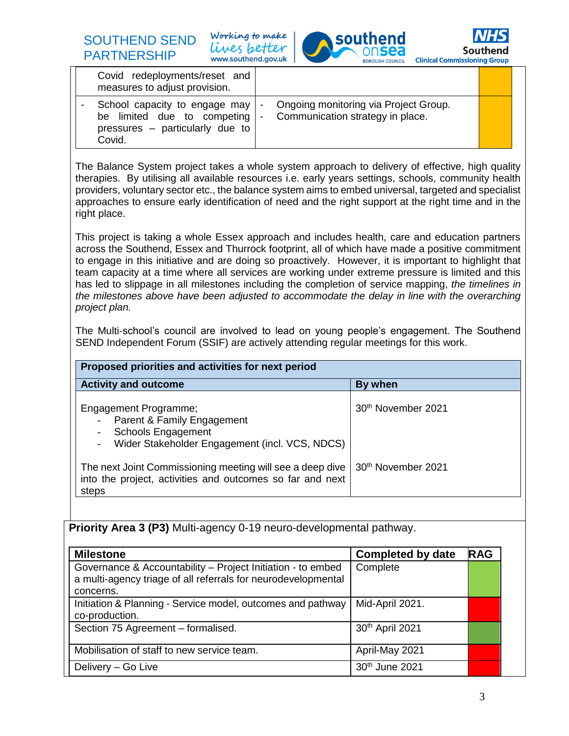| | | |
|---|---|---|
| Covid redeployments/reset and measures to adjust provision. | | |
| - School capacity to engage may be limited due to competing pressures – particularly due to Covid. | - Ongoing monitoring via Project Group.<br>- Communication strategy in place. | |

The Balance System project takes a whole system approach to delivery of effective, high quality therapies. By utilising all available resources i.e. early years settings, schools, community health providers, voluntary sector etc., the balance system aims to embed universal, targeted and specialist approaches to ensure early identification of need and the right support at the right time and in the right place.

This project is taking a whole Essex approach and includes health, care and education partners across the Southend, Essex and Thurrock footprint, all of which have made a positive commitment to engage in this initiative and are doing so proactively. However, it is important to highlight that team capacity at a time where all services are working under extreme pressure is limited and this has led to slippage in all milestones including the completion of service mapping, *the timelines in the milestones above have been adjusted to accommodate the delay in line with the overarching project plan.*

The Multi-school's council are involved to lead on young people's engagement. The Southend SEND Independent Forum (SSIF) are actively attending regular meetings for this work.

| **Proposed priorities and activities for next period** | |
|---|---|
| **Activity and outcome** | **By when** |
| Engagement Programme;<br>- Parent & Family Engagement<br>- Schools Engagement<br>- Wider Stakeholder Engagement (incl. VCS, NDCS) | 30th November 2021 |
| The next Joint Commissioning meeting will see a deep dive into the project, activities and outcomes so far and next steps | 30th November 2021 |

**Priority Area 3 (P3)** Multi-agency 0-19 neuro-developmental pathway.

| Milestone | Completed by date | RAG |
|---|---|---|
| Governance & Accountability – Project Initiation - to embed a multi-agency triage of all referrals for neurodevelopmental concerns. | Complete | Green |
| Initiation & Planning - Service model, outcomes and pathway co-production. | Mid-April 2021. | Red |
| Section 75 Agreement – formalised. | 30th April 2021 | Green |
| Mobilisation of staff to new service team. | April-May 2021 | Red |
| Delivery – Go Live | 30th June 2021 | Red |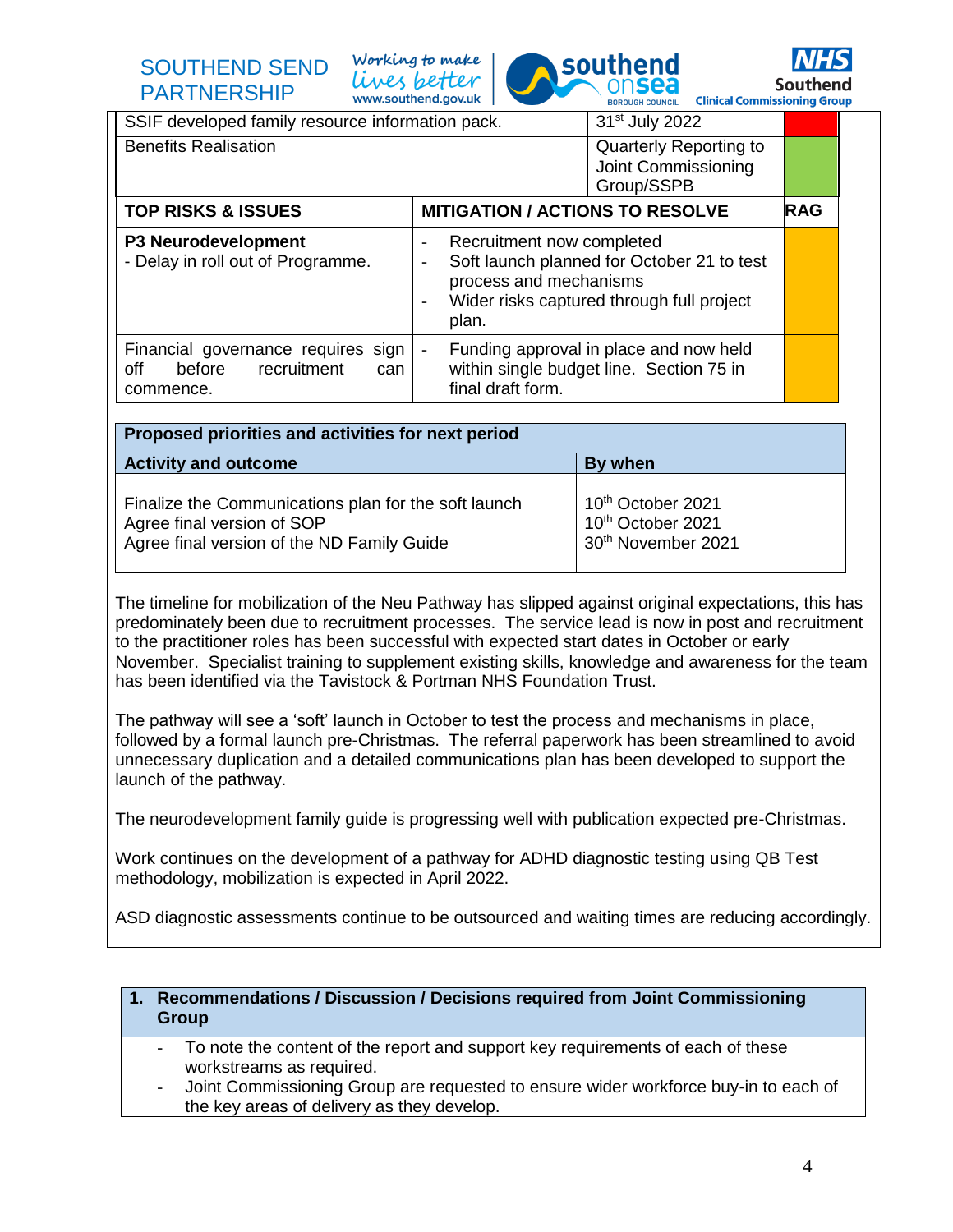| | | |
|---|---|---|
| SSIF developed family resource information pack. | 31st July 2022 | |
| Benefits Realisation | Quarterly Reporting to Joint Commissioning Group/SSPB | |

| **TOP RISKS & ISSUES** | **MITIGATION / ACTIONS TO RESOLVE** | **RAG** |
|---|---|---|
| **P3 Neurodevelopment**<br>- Delay in roll out of Programme. | - Recruitment now completed<br>- Soft launch planned for October 21 to test process and mechanisms<br>- Wider risks captured through full project plan. | |
| Financial governance requires sign off before recruitment can commence. | - Funding approval in place and now held within single budget line. Section 75 in final draft form. | |

| **Proposed priorities and activities for next period** | |
|---|---|
| **Activity and outcome** | **By when** |
| Finalize the Communications plan for the soft launch<br>Agree final version of SOP<br>Agree final version of the ND Family Guide | 10th October 2021<br>10th October 2021<br>30th November 2021 |

The timeline for mobilization of the Neu Pathway has slipped against original expectations, this has predominately been due to recruitment processes. The service lead is now in post and recruitment to the practitioner roles has been successful with expected start dates in October or early November. Specialist training to supplement existing skills, knowledge and awareness for the team has been identified via the Tavistock & Portman NHS Foundation Trust.

The pathway will see a 'soft' launch in October to test the process and mechanisms in place, followed by a formal launch pre-Christmas. The referral paperwork has been streamlined to avoid unnecessary duplication and a detailed communications plan has been developed to support the launch of the pathway.

The neurodevelopment family guide is progressing well with publication expected pre-Christmas.

Work continues on the development of a pathway for ADHD diagnostic testing using QB Test methodology, mobilization is expected in April 2022.

ASD diagnostic assessments continue to be outsourced and waiting times are reducing accordingly.

| **1. Recommendations / Discussion / Decisions required from Joint Commissioning Group** |
|---|
| - To note the content of the report and support key requirements of each of these workstreams as required.<br>- Joint Commissioning Group are requested to ensure wider workforce buy-in to each of the key areas of delivery as they develop. |